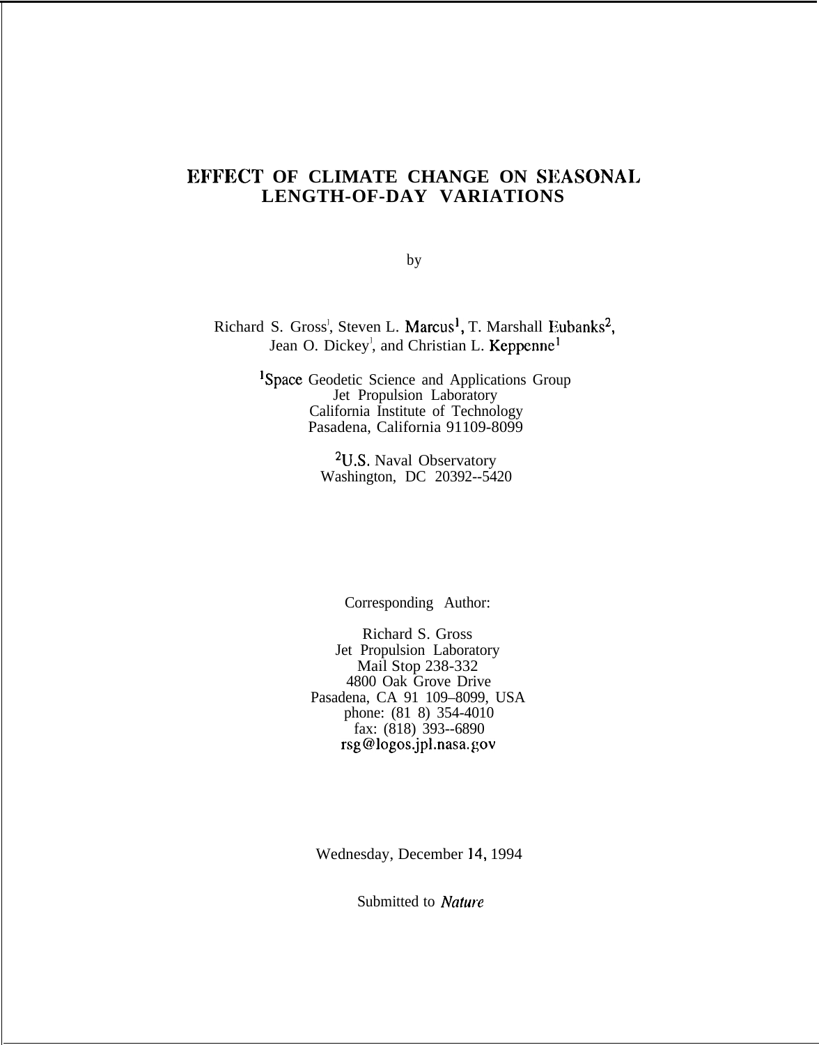# EFFECT OF CLIMATE CHANGE ON SEASONAL LENGTH-OF-DAY VARIATIONS

by

Richard S. Gross[1], Steven L. Marcus[1], T. Marshall Eubanks[2], Jean O. Dickey[1], and Christian L. Keppenne[1]

[1]Space Geodetic Science and Applications Group
Jet Propulsion Laboratory
California Institute of Technology
Pasadena, California 91109-8099

[2]U.S. Naval Observatory
Washington, DC 20392--5420

Corresponding Author:

Richard S. Gross
Jet Propulsion Laboratory
Mail Stop 238-332
4800 Oak Grove Drive
Pasadena, CA 91 109–8099, USA
phone: (81 8) 354-4010
fax: (818) 393--6890
rsg@logos.jpl.nasa.gov

Wednesday, December 14, 1994

Submitted to *Nature*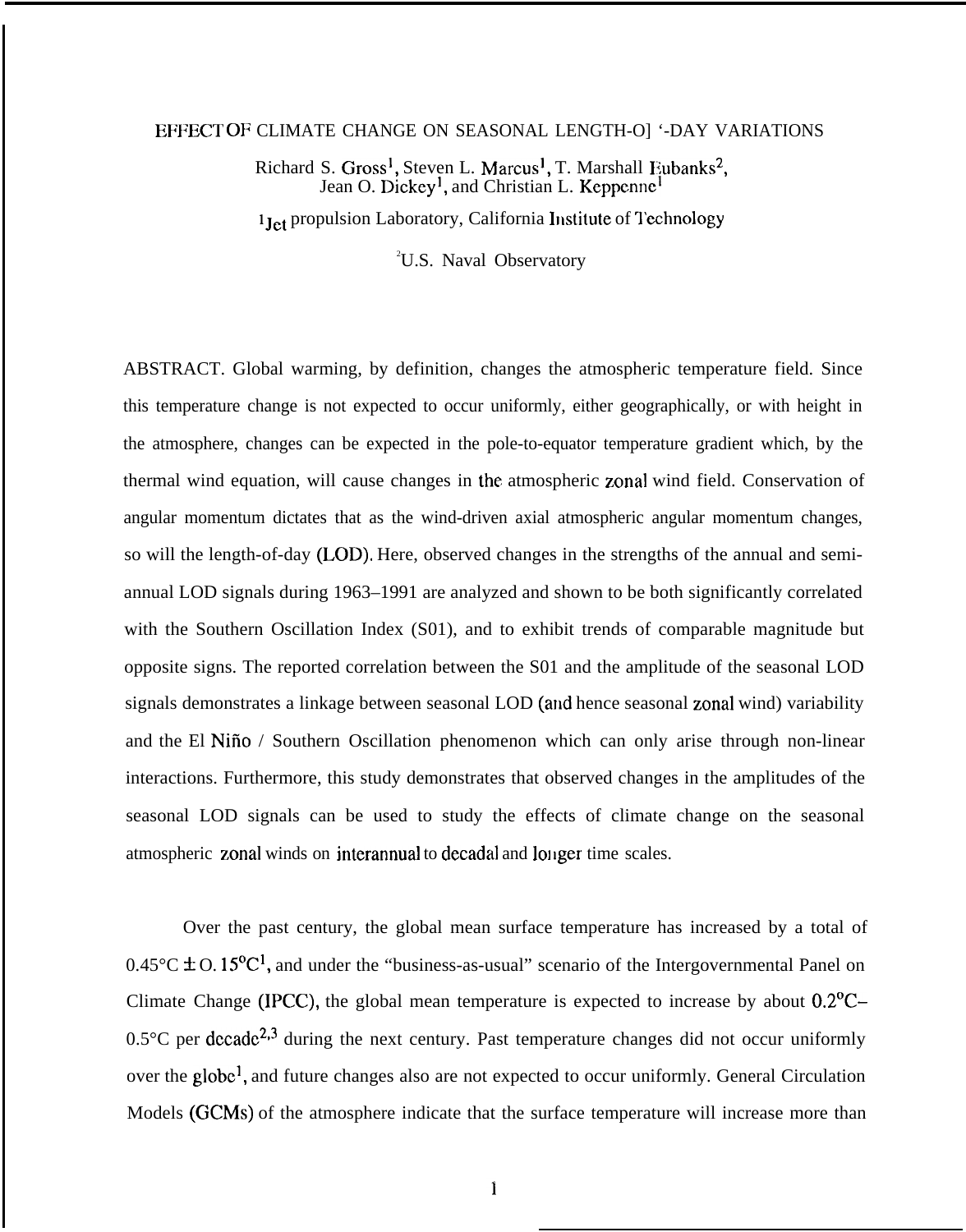# EFFECT OF CLIMATE CHANGE ON SEASONAL LENGTH-O] '-DAY VARIATIONS

Richard S. Gross[1], Steven L. Marcus[1], T. Marshall Eubanks[2], Jean O. Dickey[1], and Christian L. Keppenne[1]

[1]Jet propulsion Laboratory, California Institute of Technology

[2]U.S. Naval Observatory

ABSTRACT. Global warming, by definition, changes the atmospheric temperature field. Since this temperature change is not expected to occur uniformly, either geographically, or with height in the atmosphere, changes can be expected in the pole-to-equator temperature gradient which, by the thermal wind equation, will cause changes in the atmospheric zonal wind field. Conservation of angular momentum dictates that as the wind-driven axial atmospheric angular momentum changes, so will the length-of-day (LOD). Here, observed changes in the strengths of the annual and semi-annual LOD signals during 1963–1991 are analyzed and shown to be both significantly correlated with the Southern Oscillation Index (S01), and to exhibit trends of comparable magnitude but opposite signs. The reported correlation between the S01 and the amplitude of the seasonal LOD signals demonstrates a linkage between seasonal LOD (and hence seasonal zonal wind) variability and the El Niño / Southern Oscillation phenomenon which can only arise through non-linear interactions. Furthermore, this study demonstrates that observed changes in the amplitudes of the seasonal LOD signals can be used to study the effects of climate change on the seasonal atmospheric zonal winds on interannual to decadal and longer time scales.

Over the past century, the global mean surface temperature has increased by a total of 0.45°C ± 0.15°C[1], and under the "business-as-usual" scenario of the Intergovernmental Panel on Climate Change (IPCC), the global mean temperature is expected to increase by about 0.2°C–0.5°C per decade[2,3] during the next century. Past temperature changes did not occur uniformly over the globe[1], and future changes also are not expected to occur uniformly. General Circulation Models (GCMs) of the atmosphere indicate that the surface temperature will increase more than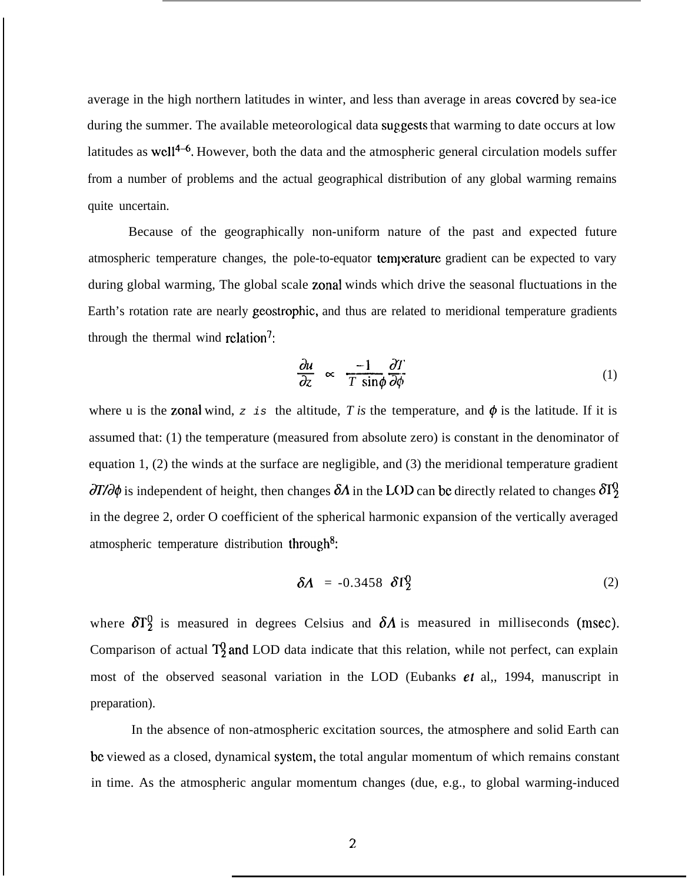average in the high northern latitudes in winter, and less than average in areas covered by sea-ice during the summer. The available meteorological data suggests that warming to date occurs at low latitudes as well[4–6]. However, both the data and the atmospheric general circulation models suffer from a number of problems and the actual geographical distribution of any global warming remains quite uncertain.

Because of the geographically non-uniform nature of the past and expected future atmospheric temperature changes, the pole-to-equator temperature gradient can be expected to vary during global warming, The global scale zonal winds which drive the seasonal fluctuations in the Earth's rotation rate are nearly geostrophic, and thus are related to meridional temperature gradients through the thermal wind relation[7]:

$$\frac{\partial u}{\partial z} \propto \frac{-1}{T \sin\phi} \frac{\partial T}{\partial \phi} \tag{1}$$

where u is the zonal wind, $z$ is the altitude, $T$ is the temperature, and $\phi$ is the latitude. If it is assumed that: (1) the temperature (measured from absolute zero) is constant in the denominator of equation 1, (2) the winds at the surface are negligible, and (3) the meridional temperature gradient $\partial T/\partial \phi$ is independent of height, then changes $\delta\Lambda$ in the LOD can be directly related to changes $\delta T_2^0$ in the degree 2, order O coefficient of the spherical harmonic expansion of the vertically averaged atmospheric temperature distribution through[8]:

$$\delta\Lambda = -0.3458 \; \delta T_2^0 \tag{2}$$

where $\delta T_2^0$ is measured in degrees Celsius and $\delta\Lambda$ is measured in milliseconds (msec). Comparison of actual $T_2^0$ and LOD data indicate that this relation, while not perfect, can explain most of the observed seasonal variation in the LOD (Eubanks *et* al,, 1994, manuscript in preparation).

In the absence of non-atmospheric excitation sources, the atmosphere and solid Earth can be viewed as a closed, dynamical system, the total angular momentum of which remains constant in time. As the atmospheric angular momentum changes (due, e.g., to global warming-induced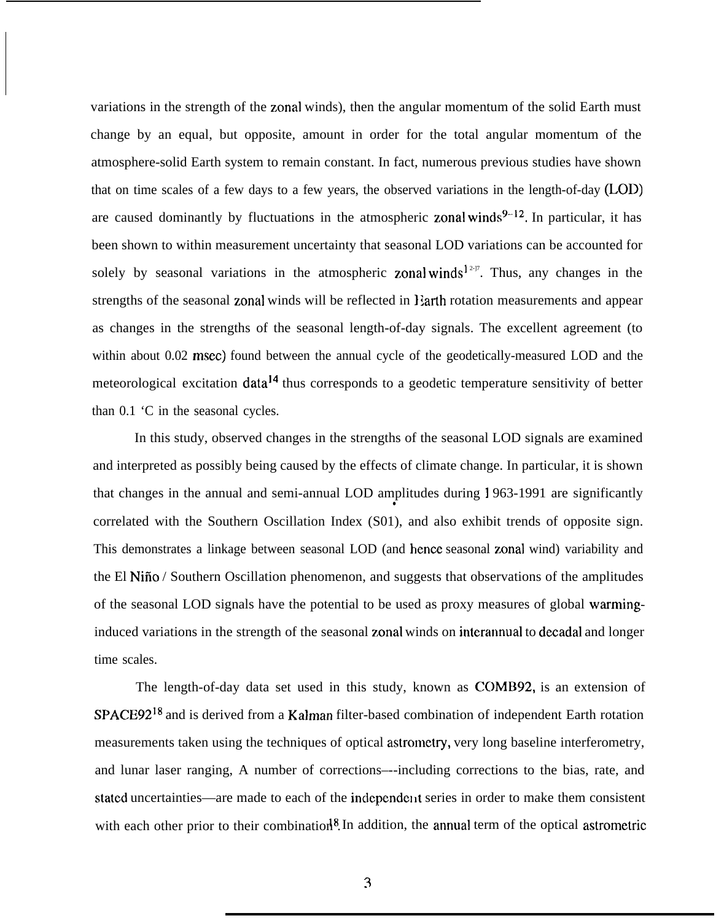variations in the strength of the zonal winds), then the angular momentum of the solid Earth must change by an equal, but opposite, amount in order for the total angular momentum of the atmosphere-solid Earth system to remain constant. In fact, numerous previous studies have shown that on time scales of a few days to a few years, the observed variations in the length-of-day (LOD) are caused dominantly by fluctuations in the atmospheric zonal winds[9–12]. In particular, it has been shown to within measurement uncertainty that seasonal LOD variations can be accounted for solely by seasonal variations in the atmospheric zonal winds[12-17]. Thus, any changes in the strengths of the seasonal zonal winds will be reflected in Earth rotation measurements and appear as changes in the strengths of the seasonal length-of-day signals. The excellent agreement (to within about 0.02 msec) found between the annual cycle of the geodetically-measured LOD and the meteorological excitation data[14] thus corresponds to a geodetic temperature sensitivity of better than 0.1 °C in the seasonal cycles.

In this study, observed changes in the strengths of the seasonal LOD signals are examined and interpreted as possibly being caused by the effects of climate change. In particular, it is shown that changes in the annual and semi-annual LOD amplitudes during 1963-1991 are significantly correlated with the Southern Oscillation Index (SOI), and also exhibit trends of opposite sign. This demonstrates a linkage between seasonal LOD (and hence seasonal zonal wind) variability and the El Niño / Southern Oscillation phenomenon, and suggests that observations of the amplitudes of the seasonal LOD signals have the potential to be used as proxy measures of global warming-induced variations in the strength of the seasonal zonal winds on interannual to decadal and longer time scales.

The length-of-day data set used in this study, known as COMB92, is an extension of SPACE92[18] and is derived from a Kalman filter-based combination of independent Earth rotation measurements taken using the techniques of optical astrometry, very long baseline interferometry, and lunar laser ranging, A number of corrections—including corrections to the bias, rate, and stated uncertainties—are made to each of the independent series in order to make them consistent with each other prior to their combination[18]. In addition, the annual term of the optical astrometric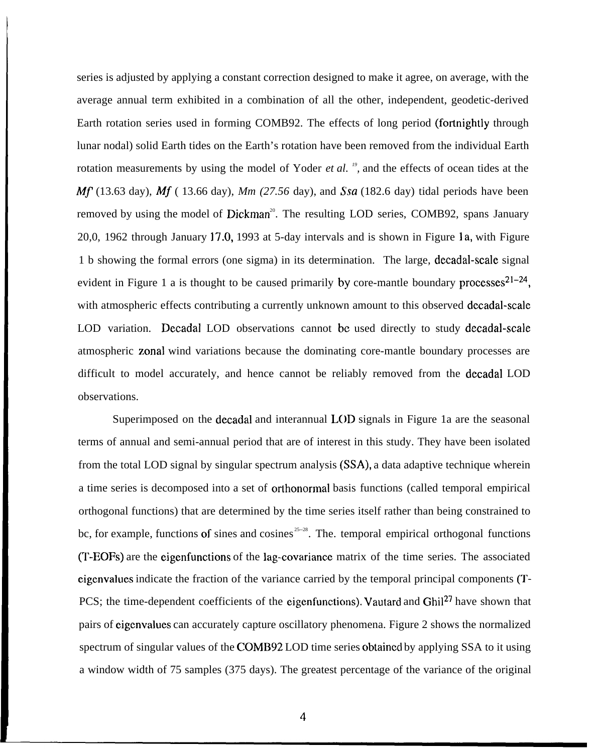series is adjusted by applying a constant correction designed to make it agree, on average, with the average annual term exhibited in a combination of all the other, independent, geodetic-derived Earth rotation series used in forming COMB92. The effects of long period (fortnightly through lunar nodal) solid Earth tides on the Earth's rotation have been removed from the individual Earth rotation measurements by using the model of Yoder *et al.* [19], and the effects of ocean tides at the *Mf'* (13.63 day), *Mf* ( 13.66 day), *Mm (27.56* day), and *Ssa* (182.6 day) tidal periods have been removed by using the model of Dickman[20]. The resulting LOD series, COMB92, spans January 20,0, 1962 through January 17.0, 1993 at 5-day intervals and is shown in Figure 1a, with Figure 1 b showing the formal errors (one sigma) in its determination. The large, decadal-scale signal evident in Figure 1 a is thought to be caused primarily by core-mantle boundary processes[21–24], with atmospheric effects contributing a currently unknown amount to this observed decadal-scale LOD variation. Decadal LOD observations cannot be used directly to study decadal-scale atmospheric zonal wind variations because the dominating core-mantle boundary processes are difficult to model accurately, and hence cannot be reliably removed from the decadal LOD observations.

Superimposed on the decadal and interannual LOD signals in Figure 1a are the seasonal terms of annual and semi-annual period that are of interest in this study. They have been isolated from the total LOD signal by singular spectrum analysis (SSA), a data adaptive technique wherein a time series is decomposed into a set of orthonormal basis functions (called temporal empirical orthogonal functions) that are determined by the time series itself rather than being constrained to bc, for example, functions of sines and cosines[25–28]. The. temporal empirical orthogonal functions (T-EOFs) are the eigenfunctions of the lag-covariance matrix of the time series. The associated eigenvalues indicate the fraction of the variance carried by the temporal principal components (T-PCS; the time-dependent coefficients of the eigenfunctions). Vautard and Ghil[27] have shown that pairs of eigenvalues can accurately capture oscillatory phenomena. Figure 2 shows the normalized spectrum of singular values of the COMB92 LOD time series obtained by applying SSA to it using a window width of 75 samples (375 days). The greatest percentage of the variance of the original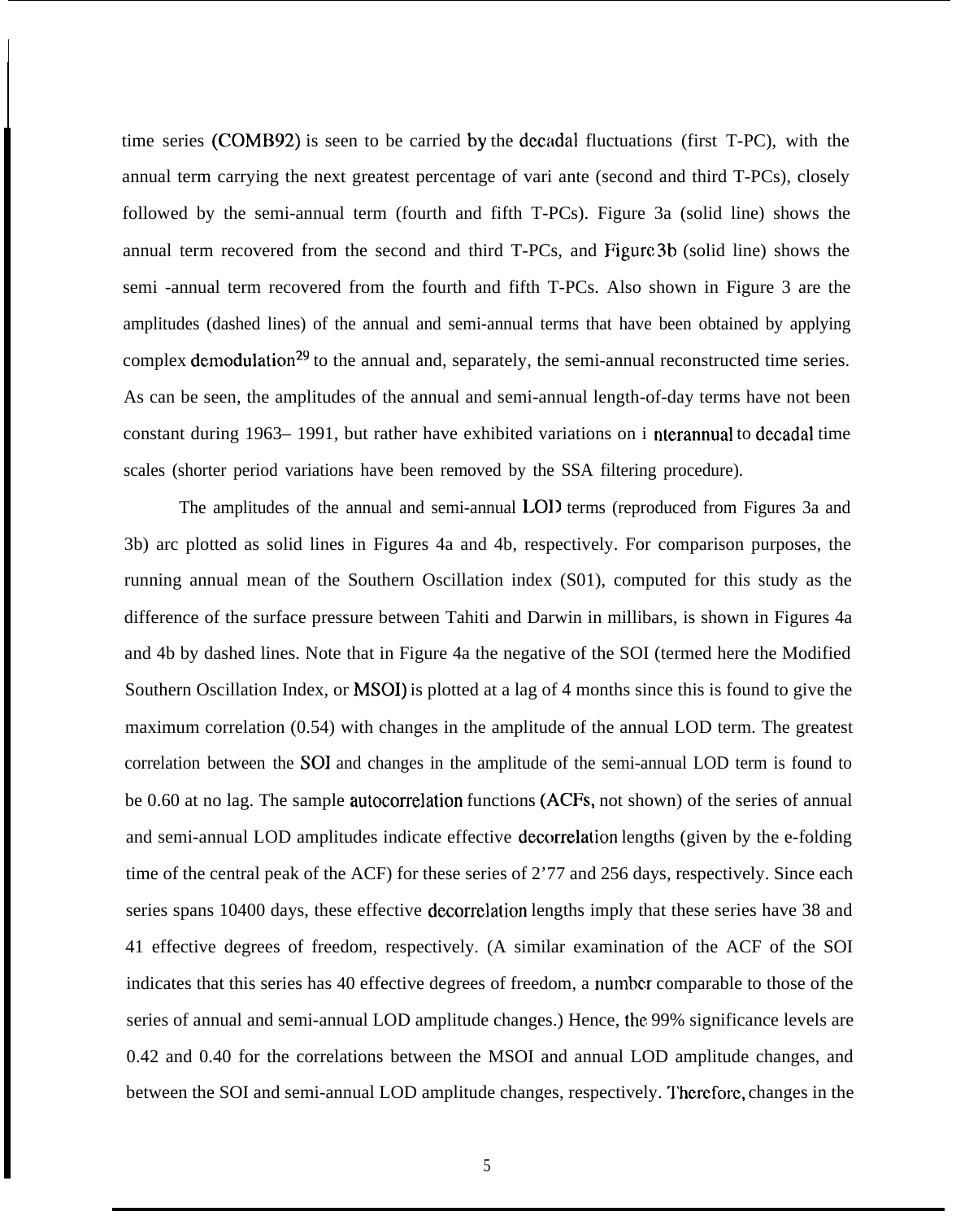time series (COMB92) is seen to be carried by the decadal fluctuations (first T-PC), with the annual term carrying the next greatest percentage of vari ante (second and third T-PCs), closely followed by the semi-annual term (fourth and fifth T-PCs). Figure 3a (solid line) shows the annual term recovered from the second and third T-PCs, and Figure 3b (solid line) shows the semi -annual term recovered from the fourth and fifth T-PCs. Also shown in Figure 3 are the amplitudes (dashed lines) of the annual and semi-annual terms that have been obtained by applying complex demodulation[29] to the annual and, separately, the semi-annual reconstructed time series. As can be seen, the amplitudes of the annual and semi-annual length-of-day terms have not been constant during 1963– 1991, but rather have exhibited variations on i nterannual to decadal time scales (shorter period variations have been removed by the SSA filtering procedure).

The amplitudes of the annual and semi-annual LOD terms (reproduced from Figures 3a and 3b) arc plotted as solid lines in Figures 4a and 4b, respectively. For comparison purposes, the running annual mean of the Southern Oscillation index (S01), computed for this study as the difference of the surface pressure between Tahiti and Darwin in millibars, is shown in Figures 4a and 4b by dashed lines. Note that in Figure 4a the negative of the SOI (termed here the Modified Southern Oscillation Index, or MSOI) is plotted at a lag of 4 months since this is found to give the maximum correlation (0.54) with changes in the amplitude of the annual LOD term. The greatest correlation between the SOI and changes in the amplitude of the semi-annual LOD term is found to be 0.60 at no lag. The sample autocorrelation functions (ACFs, not shown) of the series of annual and semi-annual LOD amplitudes indicate effective decorrelation lengths (given by the e-folding time of the central peak of the ACF) for these series of 2’77 and 256 days, respectively. Since each series spans 10400 days, these effective decorrelation lengths imply that these series have 38 and 41 effective degrees of freedom, respectively. (A similar examination of the ACF of the SOI indicates that this series has 40 effective degrees of freedom, a number comparable to those of the series of annual and semi-annual LOD amplitude changes.) Hence, the 99% significance levels are 0.42 and 0.40 for the correlations between the MSOI and annual LOD amplitude changes, and between the SOI and semi-annual LOD amplitude changes, respectively. Therefore, changes in the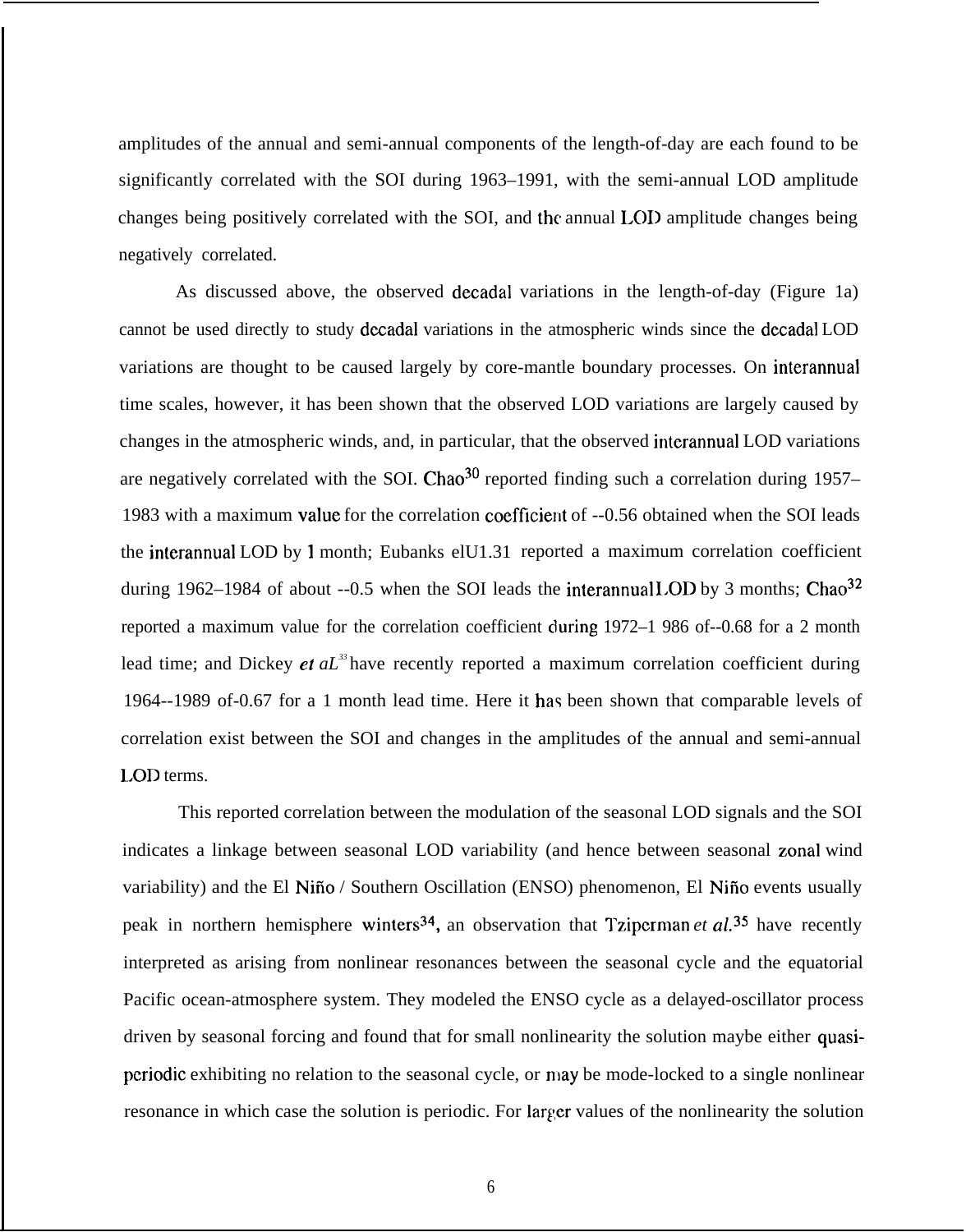amplitudes of the annual and semi-annual components of the length-of-day are each found to be significantly correlated with the SOI during 1963–1991, with the semi-annual LOD amplitude changes being positively correlated with the SOI, and the annual LOD amplitude changes being negatively correlated.

As discussed above, the observed decadal variations in the length-of-day (Figure 1a) cannot be used directly to study decadal variations in the atmospheric winds since the decadal LOD variations are thought to be caused largely by core-mantle boundary processes. On interannual time scales, however, it has been shown that the observed LOD variations are largely caused by changes in the atmospheric winds, and, in particular, that the observed interannual LOD variations are negatively correlated with the SOI. Chao[30] reported finding such a correlation during 1957–1983 with a maximum value for the correlation coefficient of --0.56 obtained when the SOI leads the interannual LOD by 1 month; Eubanks elU1.31 reported a maximum correlation coefficient during 1962–1984 of about --0.5 when the SOI leads the interannual LOD by 3 months; Chao[32] reported a maximum value for the correlation coefficient during 1972–1 986 of--0.68 for a 2 month lead time; and Dickey *et aL*[33] have recently reported a maximum correlation coefficient during 1964--1989 of-0.67 for a 1 month lead time. Here it has been shown that comparable levels of correlation exist between the SOI and changes in the amplitudes of the annual and semi-annual LOD terms.

This reported correlation between the modulation of the seasonal LOD signals and the SOI indicates a linkage between seasonal LOD variability (and hence between seasonal zonal wind variability) and the El Niño / Southern Oscillation (ENSO) phenomenon, El Niño events usually peak in northern hemisphere winters[34], an observation that Tziperman *et al.*[35] have recently interpreted as arising from nonlinear resonances between the seasonal cycle and the equatorial Pacific ocean-atmosphere system. They modeled the ENSO cycle as a delayed-oscillator process driven by seasonal forcing and found that for small nonlinearity the solution maybe either quasi-periodic exhibiting no relation to the seasonal cycle, or may be mode-locked to a single nonlinear resonance in which case the solution is periodic. For larger values of the nonlinearity the solution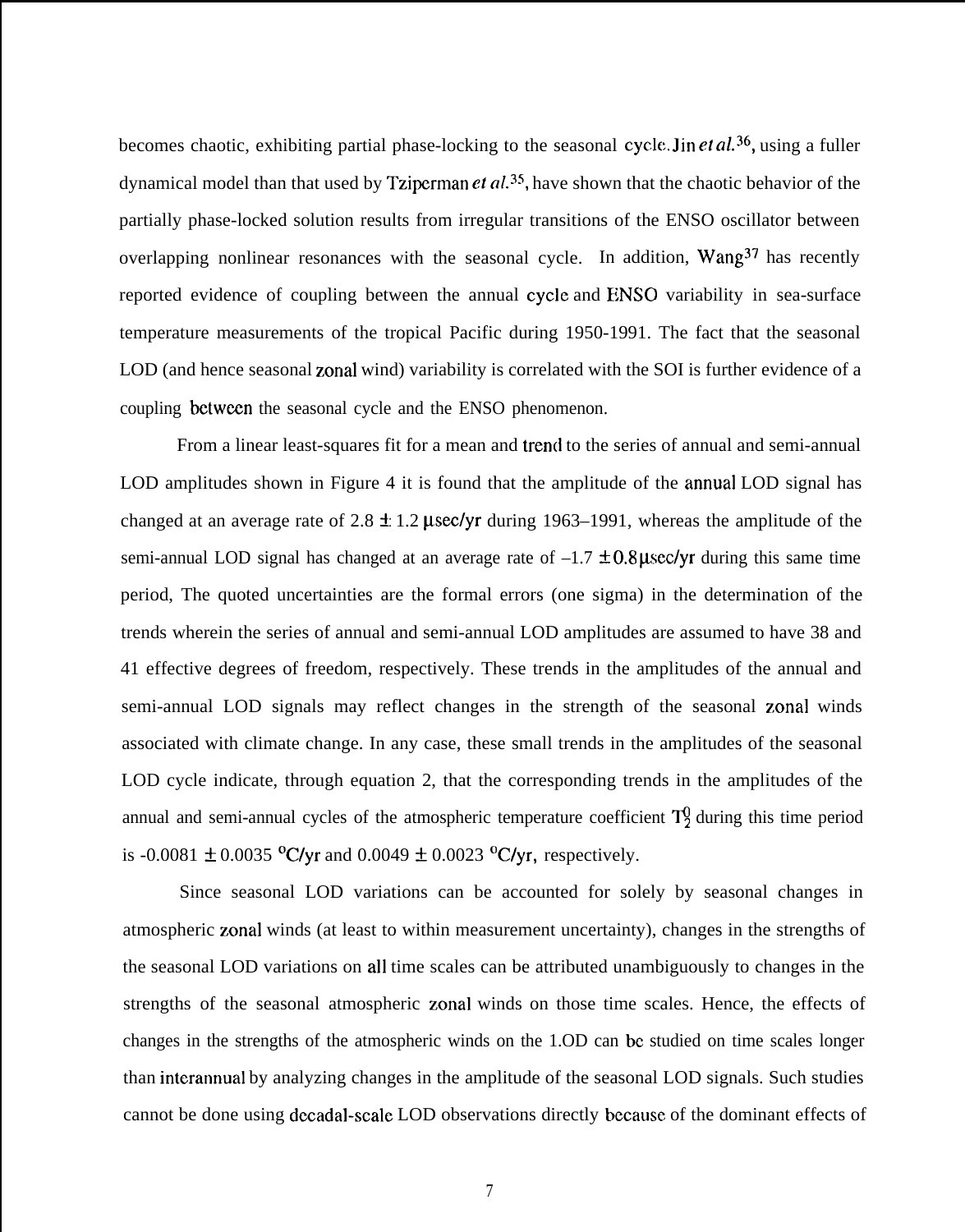becomes chaotic, exhibiting partial phase-locking to the seasonal cycle. Jin *et al.*[36], using a fuller dynamical model than that used by Tziperman *et al.*[35], have shown that the chaotic behavior of the partially phase-locked solution results from irregular transitions of the ENSO oscillator between overlapping nonlinear resonances with the seasonal cycle. In addition, Wang[37] has recently reported evidence of coupling between the annual cycle and ENSO variability in sea-surface temperature measurements of the tropical Pacific during 1950-1991. The fact that the seasonal LOD (and hence seasonal zonal wind) variability is correlated with the SOI is further evidence of a coupling between the seasonal cycle and the ENSO phenomenon.

From a linear least-squares fit for a mean and trend to the series of annual and semi-annual LOD amplitudes shown in Figure 4 it is found that the amplitude of the annual LOD signal has changed at an average rate of $2.8 \pm 1.2$ μsec/yr during 1963–1991, whereas the amplitude of the semi-annual LOD signal has changed at an average rate of $-1.7 \pm 0.8$ μsec/yr during this same time period, The quoted uncertainties are the formal errors (one sigma) in the determination of the trends wherein the series of annual and semi-annual LOD amplitudes are assumed to have 38 and 41 effective degrees of freedom, respectively. These trends in the amplitudes of the annual and semi-annual LOD signals may reflect changes in the strength of the seasonal zonal winds associated with climate change. In any case, these small trends in the amplitudes of the seasonal LOD cycle indicate, through equation 2, that the corresponding trends in the amplitudes of the annual and semi-annual cycles of the atmospheric temperature coefficient $T_2^0$ during this time period is $-0.0081 \pm 0.0035$ °C/yr and $0.0049 \pm 0.0023$ °C/yr, respectively.

Since seasonal LOD variations can be accounted for solely by seasonal changes in atmospheric zonal winds (at least to within measurement uncertainty), changes in the strengths of the seasonal LOD variations on all time scales can be attributed unambiguously to changes in the strengths of the seasonal atmospheric zonal winds on those time scales. Hence, the effects of changes in the strengths of the atmospheric winds on the LOD can be studied on time scales longer than interannual by analyzing changes in the amplitude of the seasonal LOD signals. Such studies cannot be done using decadal-scale LOD observations directly because of the dominant effects of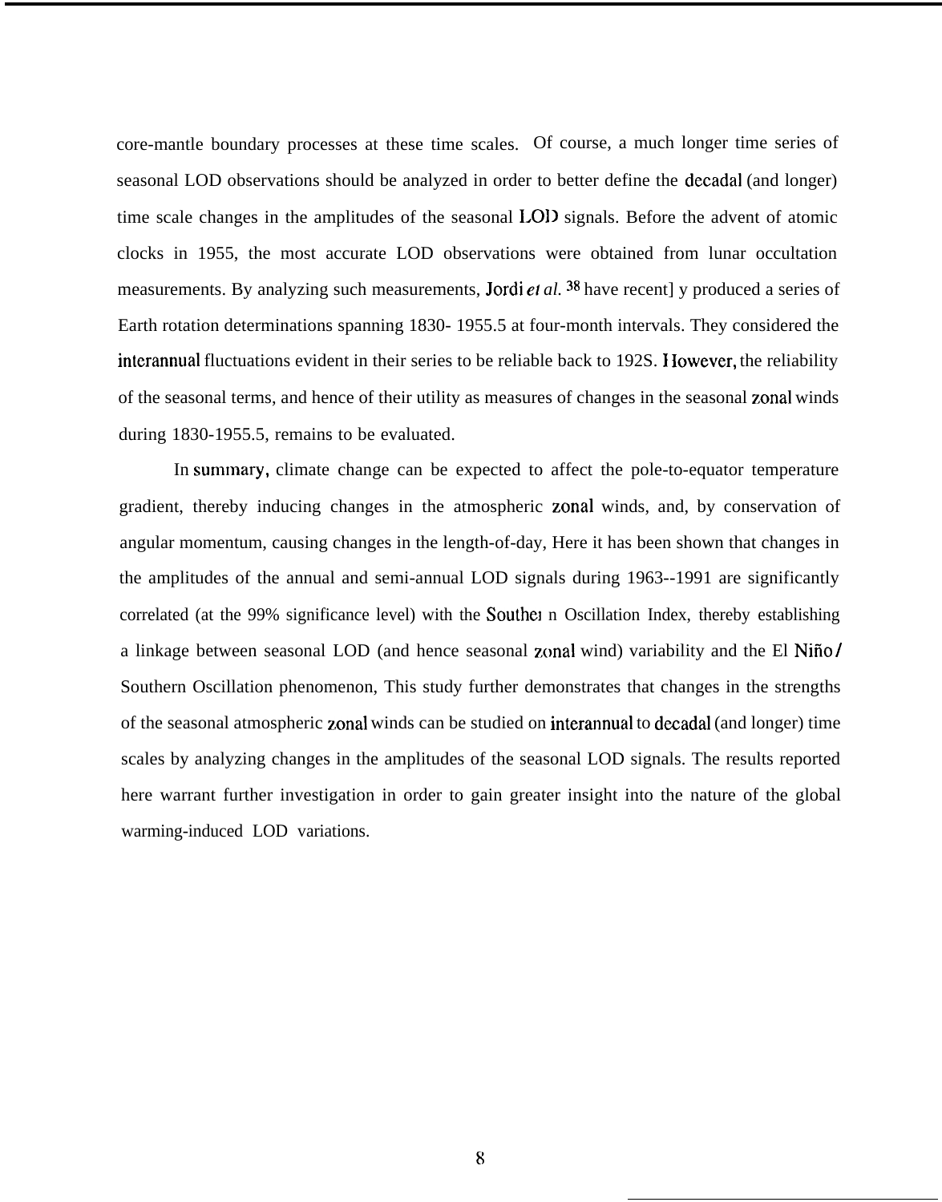core-mantle boundary processes at these time scales. Of course, a much longer time series of seasonal LOD observations should be analyzed in order to better define the decadal (and longer) time scale changes in the amplitudes of the seasonal LOD signals. Before the advent of atomic clocks in 1955, the most accurate LOD observations were obtained from lunar occultation measurements. By analyzing such measurements, Jordi *et al.*[38] have recently produced a series of Earth rotation determinations spanning 1830- 1955.5 at four-month intervals. They considered the interannual fluctuations evident in their series to be reliable back to 192S. However, the reliability of the seasonal terms, and hence of their utility as measures of changes in the seasonal zonal winds during 1830-1955.5, remains to be evaluated.

In summary, climate change can be expected to affect the pole-to-equator temperature gradient, thereby inducing changes in the atmospheric zonal winds, and, by conservation of angular momentum, causing changes in the length-of-day, Here it has been shown that changes in the amplitudes of the annual and semi-annual LOD signals during 1963--1991 are significantly correlated (at the 99% significance level) with the Southern Oscillation Index, thereby establishing a linkage between seasonal LOD (and hence seasonal zonal wind) variability and the El Niño/ Southern Oscillation phenomenon, This study further demonstrates that changes in the strengths of the seasonal atmospheric zonal winds can be studied on interannual to decadal (and longer) time scales by analyzing changes in the amplitudes of the seasonal LOD signals. The results reported here warrant further investigation in order to gain greater insight into the nature of the global warming-induced LOD variations.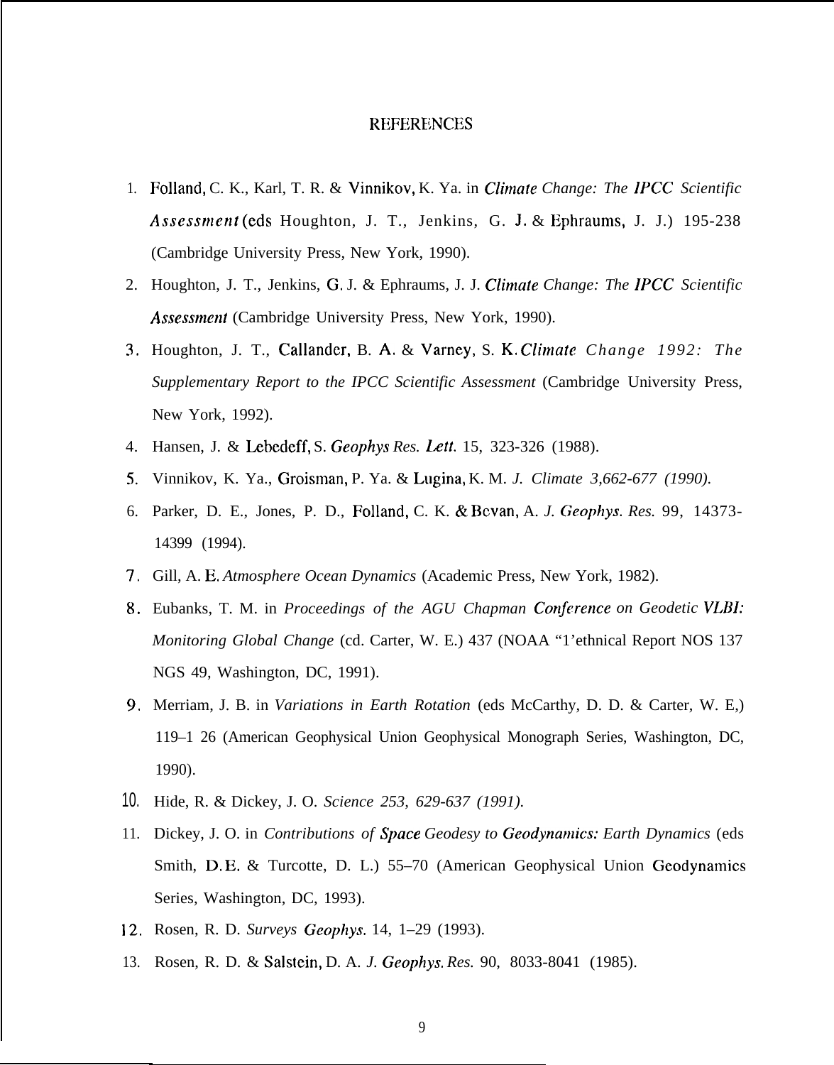# REFERENCES

1. Folland, C. K., Karl, T. R. & Vinnikov, K. Ya. in *Climate Change: The IPCC Scientific Assessment* (eds Houghton, J. T., Jenkins, G. J. & Ephraums, J. J.) 195-238 (Cambridge University Press, New York, 1990).
2. Houghton, J. T., Jenkins, G. J. & Ephraums, J. J. *Climate Change: The IPCC Scientific Assessment* (Cambridge University Press, New York, 1990).
3. Houghton, J. T., Callander, B. A. & Varney, S. K. *Climate Change 1992: The Supplementary Report to the IPCC Scientific Assessment* (Cambridge University Press, New York, 1992).
4. Hansen, J. & Lebedeff, S. *Geophys Res. Lett.* 15, 323-326 (1988).
5. Vinnikov, K. Ya., Groisman, P. Ya. & Lugina, K. M. *J. Climate 3,662-677 (1990).*
6. Parker, D. E., Jones, P. D., Folland, C. K. & Bevan, A. *J. Geophys. Res.* 99, 14373-14399 (1994).
7. Gill, A. E. *Atmosphere Ocean Dynamics* (Academic Press, New York, 1982).
8. Eubanks, T. M. in *Proceedings of the AGU Chapman Conference on Geodetic VLBI: Monitoring Global Change* (cd. Carter, W. E.) 437 (NOAA "1'ethnical Report NOS 137 NGS 49, Washington, DC, 1991).
9. Merriam, J. B. in *Variations in Earth Rotation* (eds McCarthy, D. D. & Carter, W. E,) 119–1 26 (American Geophysical Union Geophysical Monograph Series, Washington, DC, 1990).
10. Hide, R. & Dickey, J. O. *Science 253, 629-637 (1991).*
11. Dickey, J. O. in *Contributions of Space Geodesy to Geodynamics: Earth Dynamics* (eds Smith, D. E. & Turcotte, D. L.) 55–70 (American Geophysical Union Geodynamics Series, Washington, DC, 1993).
12. Rosen, R. D. *Surveys Geophys.* 14, 1–29 (1993).
13. Rosen, R. D. & Salstein, D. A. *J. Geophys. Res.* 90, 8033-8041 (1985).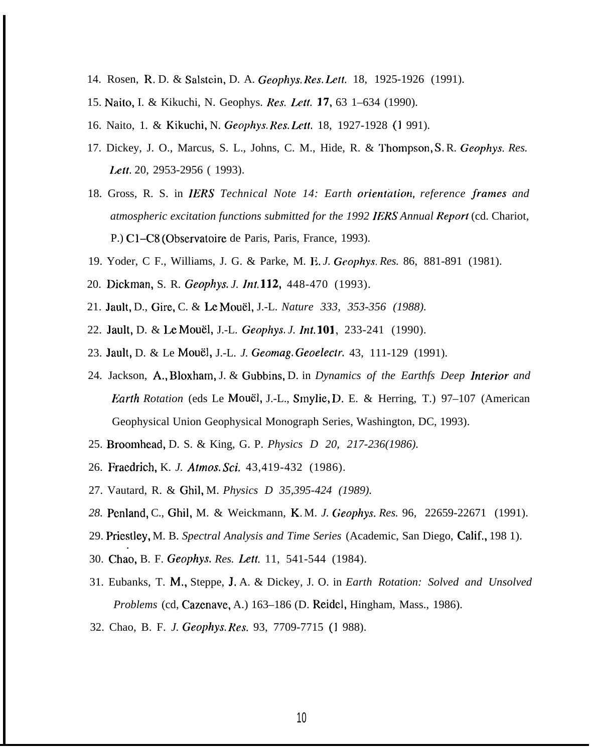14. Rosen, R. D. & Salstein, D. A. *Geophys. Res. Lett.* 18, 1925-1926 (1991).

15. Naito, I. & Kikuchi, N. Geophys. *Res. Lett.* **17**, 63 1–634 (1990).

16. Naito, 1. & Kikuchi, N. *Geophys. Res. Lett.* 18, 1927-1928 (1 991).

17. Dickey, J. O., Marcus, S. L., Johns, C. M., Hide, R. & Thompson, S. R. *Geophys. Res. Lett.* 20, 2953-2956 ( 1993).

18. Gross, R. S. in *IERS Technical Note 14: Earth orientation, reference frames and atmospheric excitation functions submitted for the 1992 IERS Annual Report* (cd. Chariot, P.) C1–C8 (Observatoire de Paris, Paris, France, 1993).

19. Yoder, C F., Williams, J. G. & Parke, M. E. *J. Geophys. Res.* 86, 881-891 (1981).

20. Dickman, S. R. *Geophys. J. Int.* **112**, 448-470 (1993).

21. Jault, D., Gire, C. & Le Mouël, J.-L. *Nature 333, 353-356 (1988).*

22. Jault, D. & Le Mouël, J.-L. *Geophys. J. Int.* **101**, 233-241 (1990).

23. Jault, D. & Le Mouël, J.-L. *J. Geomag. Geoelectr.* 43, 111-129 (1991).

24. Jackson, A., Bloxham, J. & Gubbins, D. in *Dynamics of the Earthfs Deep Interior and Earth Rotation* (eds Le Mouël, J.-L., Smylie, D. E. & Herring, T.) 97–107 (American Geophysical Union Geophysical Monograph Series, Washington, DC, 1993).

25. Broomhead, D. S. & King, G. P. *Physics D 20, 217-236(1986).*

26. Fraedrich, K. *J. Atmos. Sci.* 43,419-432 (1986).

27. Vautard, R. & Ghil, M. *Physics D 35,395-424 (1989).*

28. Penland, C., Ghil, M. & Weickmann, K. M. *J. Geophys. Res.* 96, 22659-22671 (1991).

29. Priestley, M. B. *Spectral Analysis and Time Series* (Academic, San Diego, Calif., 198 1).

30. Chao, B. F. *Geophys. Res. Lett.* 11, 541-544 (1984).

31. Eubanks, T. M., Steppe, J. A. & Dickey, J. O. in *Earth Rotation: Solved and Unsolved Problems* (cd, Cazenave, A.) 163–186 (D. Reidel, Hingham, Mass., 1986).

32. Chao, B. F. *J. Geophys. Res.* 93, 7709-7715 (1 988).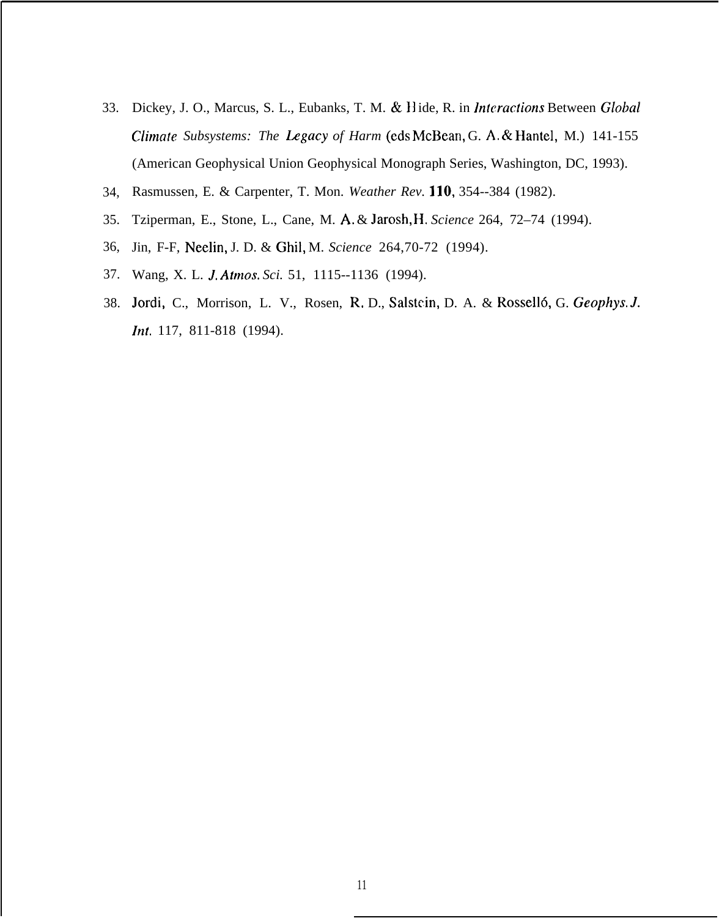33. Dickey, J. O., Marcus, S. L., Eubanks, T. M. & Hide, R. in *Interactions Between Global Climate Subsystems: The Legacy of Harm* (eds McBean, G. A. & Hantel, M.) 141-155 (American Geophysical Union Geophysical Monograph Series, Washington, DC, 1993).
34. Rasmussen, E. & Carpenter, T. Mon. *Weather Rev.* **110**, 354--384 (1982).
35. Tziperman, E., Stone, L., Cane, M. A. & Jarosh, H. *Science* 264, 72–74 (1994).
36. Jin, F-F, Neelin, J. D. & Ghil, M. *Science* 264,70-72 (1994).
37. Wang, X. L. *J. Atmos. Sci.* 51, 1115--1136 (1994).
38. Jordi, C., Morrison, L. V., Rosen, R. D., Salstein, D. A. & Rosselló, G. *Geophys. J. Int.* 117, 811-818 (1994).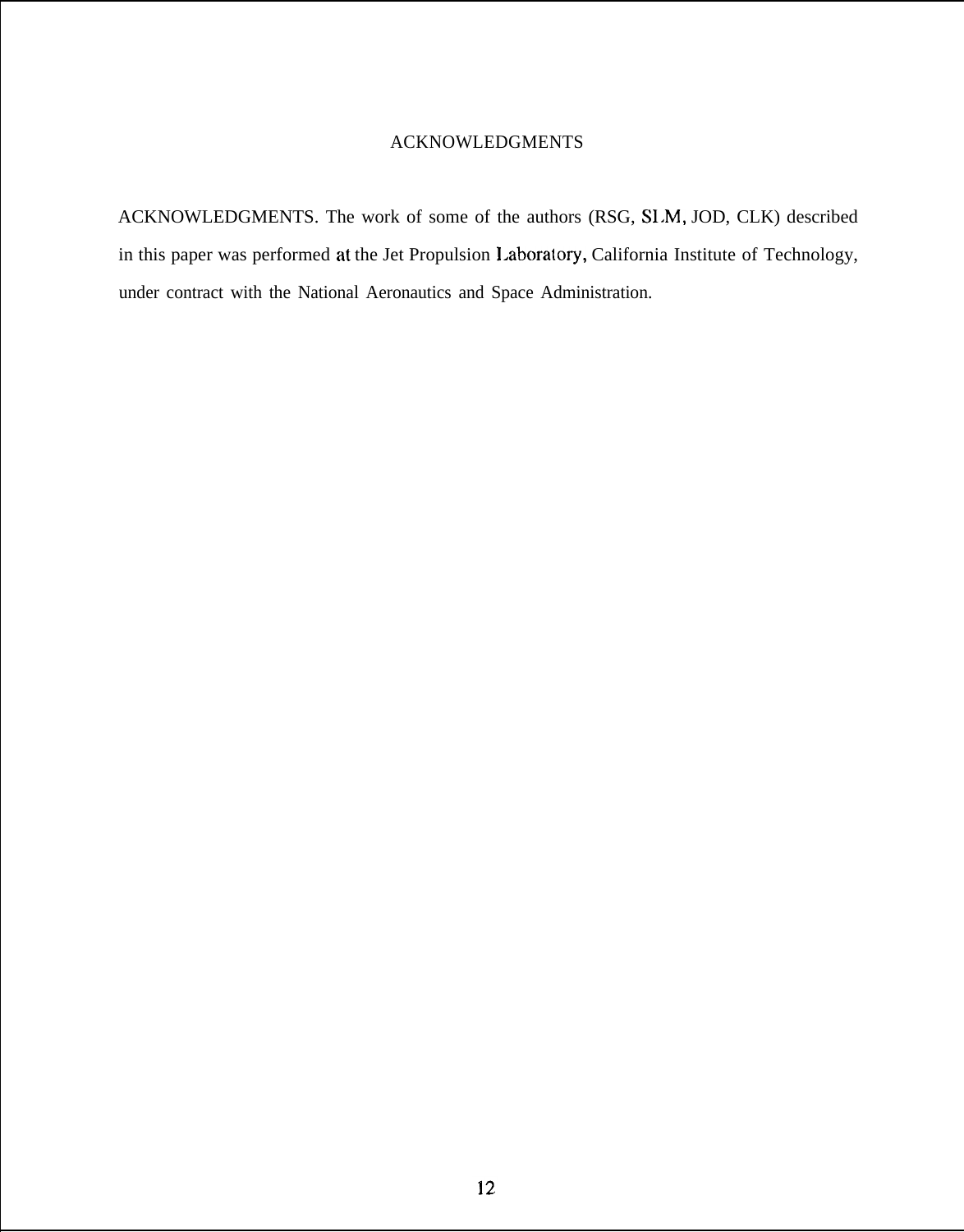# ACKNOWLEDGMENTS

ACKNOWLEDGMENTS. The work of some of the authors (RSG, SLM, JOD, CLK) described in this paper was performed at the Jet Propulsion Laboratory, California Institute of Technology, under contract with the National Aeronautics and Space Administration.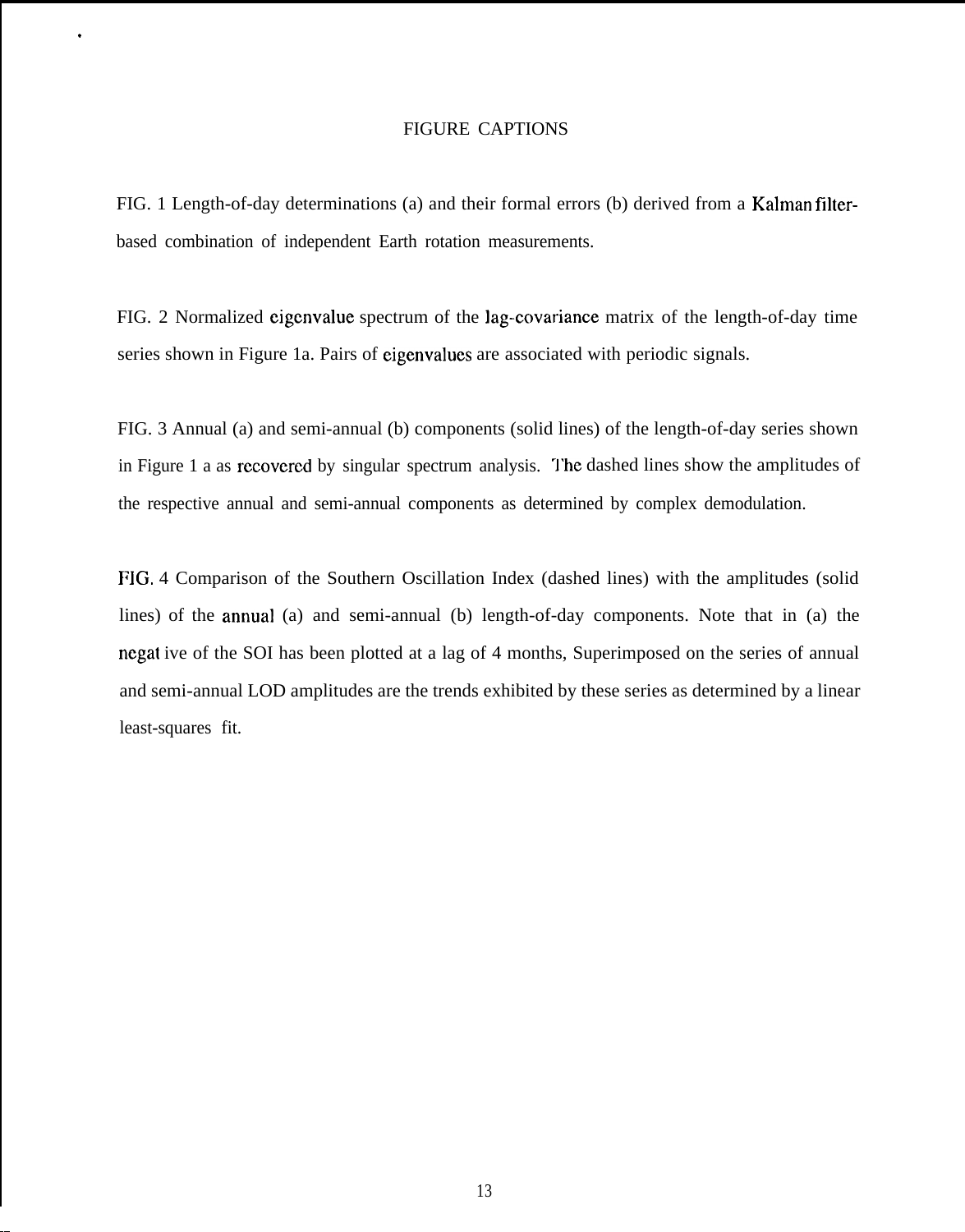# FIGURE CAPTIONS

FIG. 1 Length-of-day determinations (a) and their formal errors (b) derived from a Kalman filter-based combination of independent Earth rotation measurements.

FIG. 2 Normalized eigenvalue spectrum of the lag-covariance matrix of the length-of-day time series shown in Figure 1a. Pairs of eigenvalues are associated with periodic signals.

FIG. 3 Annual (a) and semi-annual (b) components (solid lines) of the length-of-day series shown in Figure 1 a as recovered by singular spectrum analysis. The dashed lines show the amplitudes of the respective annual and semi-annual components as determined by complex demodulation.

FIG. 4 Comparison of the Southern Oscillation Index (dashed lines) with the amplitudes (solid lines) of the annual (a) and semi-annual (b) length-of-day components. Note that in (a) the negat ive of the SOI has been plotted at a lag of 4 months, Superimposed on the series of annual and semi-annual LOD amplitudes are the trends exhibited by these series as determined by a linear least-squares fit.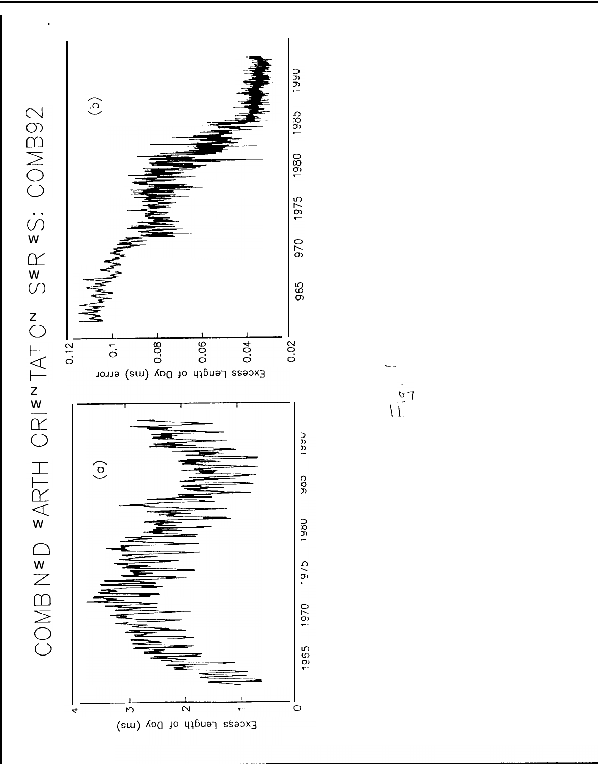# COMBINED EARTH ORIENTATION SERIES: COMB92

Fig. 1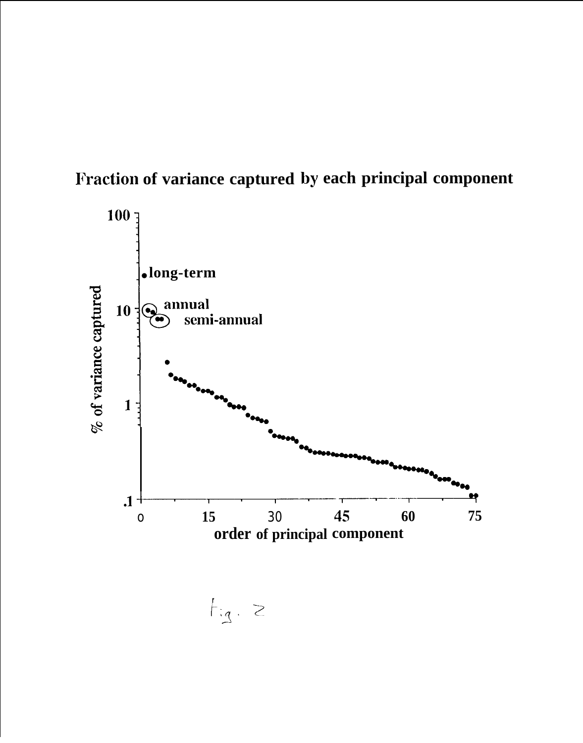# Fraction of variance captured by each principal component

% of variance captured

long-term

annual

semi-annual

100

10

1

.1

0 15 30 45 60 75

order of principal component

Fig. 2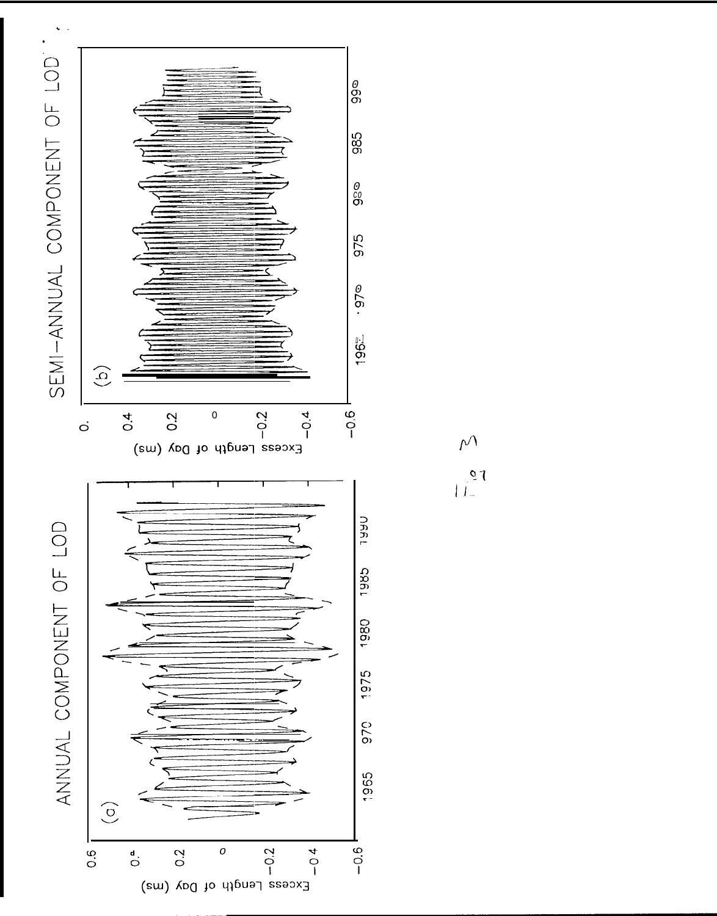ANNUAL COMPONENT OF LOD

(a)

Excess Length of Day (ms)

0.6, 0.4, 0.2, 0, −0.2, −0.4, −0.6

1965, 1970, 1975, 1980, 1985, 1990

SEMI-ANNUAL COMPONENT OF LOD

(b)

Excess Length of Day (ms)

0.6, 0.4, 0.2, 0, −0.2, −0.4, −0.6

1965, 1970, 1975, 1980, 1985, 1990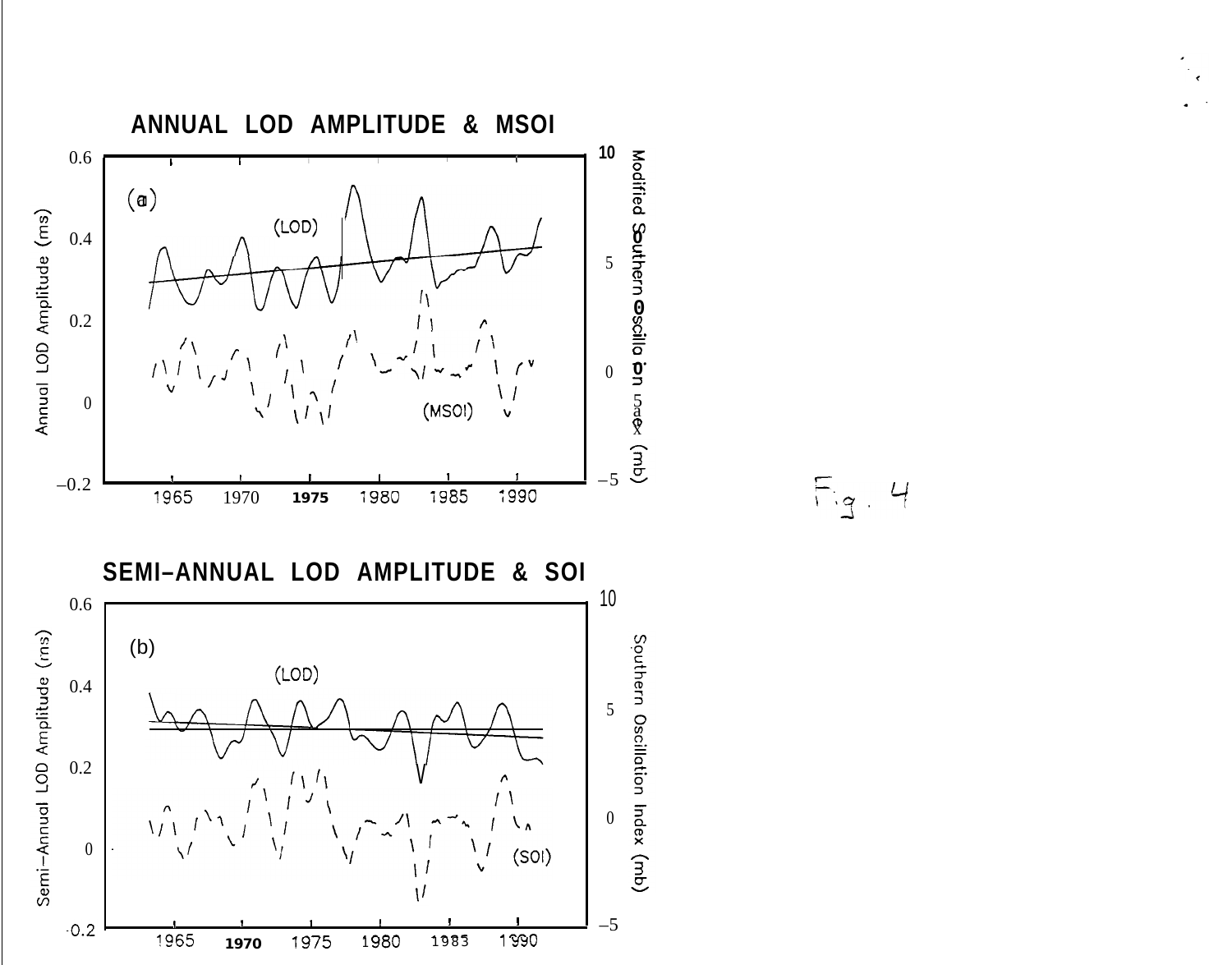ANNUAL LOD AMPLITUDE & MSOI

0.6
0.4
0.2
0
−0.2

(a)

(LOD)

(MSOI)

10
5
0
−5

Annual LOD Amplitude (ms)

Modified Southern Oscillation Index (mb)

1965 1970 1975 1980 1985 1990

SEMI–ANNUAL LOD AMPLITUDE & SOI

0.6
0.4
0.2
0
-0.2

(b)

(LOD)

(SOI)

10
5
0
−5

Semi–Annual LOD Amplitude (ms)

Southern Oscillation Index (mb)

1965 1970 1975 1980 1985 1990

Fig. 4